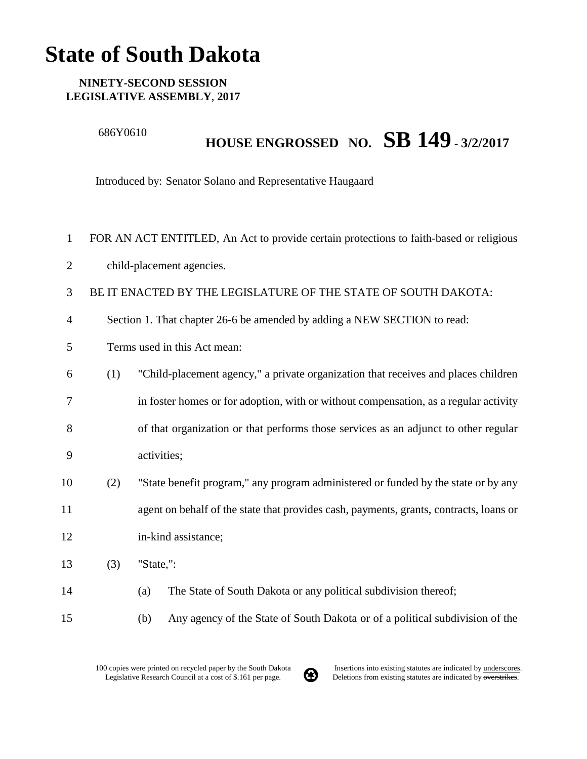# State of South Dakota

**NINETY-SECOND SESSION**
**LEGISLATIVE ASSEMBLY, 2017**

686Y0610

## HOUSE ENGROSSED NO. SB 149 - 3/2/2017

Introduced by: Senator Solano and Representative Haugaard

FOR AN ACT ENTITLED, An Act to provide certain protections to faith-based or religious child-placement agencies.

BE IT ENACTED BY THE LEGISLATURE OF THE STATE OF SOUTH DAKOTA:

Section 1. That chapter 26-6 be amended by adding a NEW SECTION to read:

Terms used in this Act mean:

(1) "Child-placement agency," a private organization that receives and places children in foster homes or for adoption, with or without compensation, as a regular activity of that organization or that performs those services as an adjunct to other regular activities;

(2) "State benefit program," any program administered or funded by the state or by any agent on behalf of the state that provides cash, payments, grants, contracts, loans or in-kind assistance;

(3) "State,":

(a) The State of South Dakota or any political subdivision thereof;

(b) Any agency of the State of South Dakota or of a political subdivision of the

100 copies were printed on recycled paper by the South Dakota Legislative Research Council at a cost of $.161 per page.

Insertions into existing statutes are indicated by underscores. Deletions from existing statutes are indicated by ~~overstrikes~~.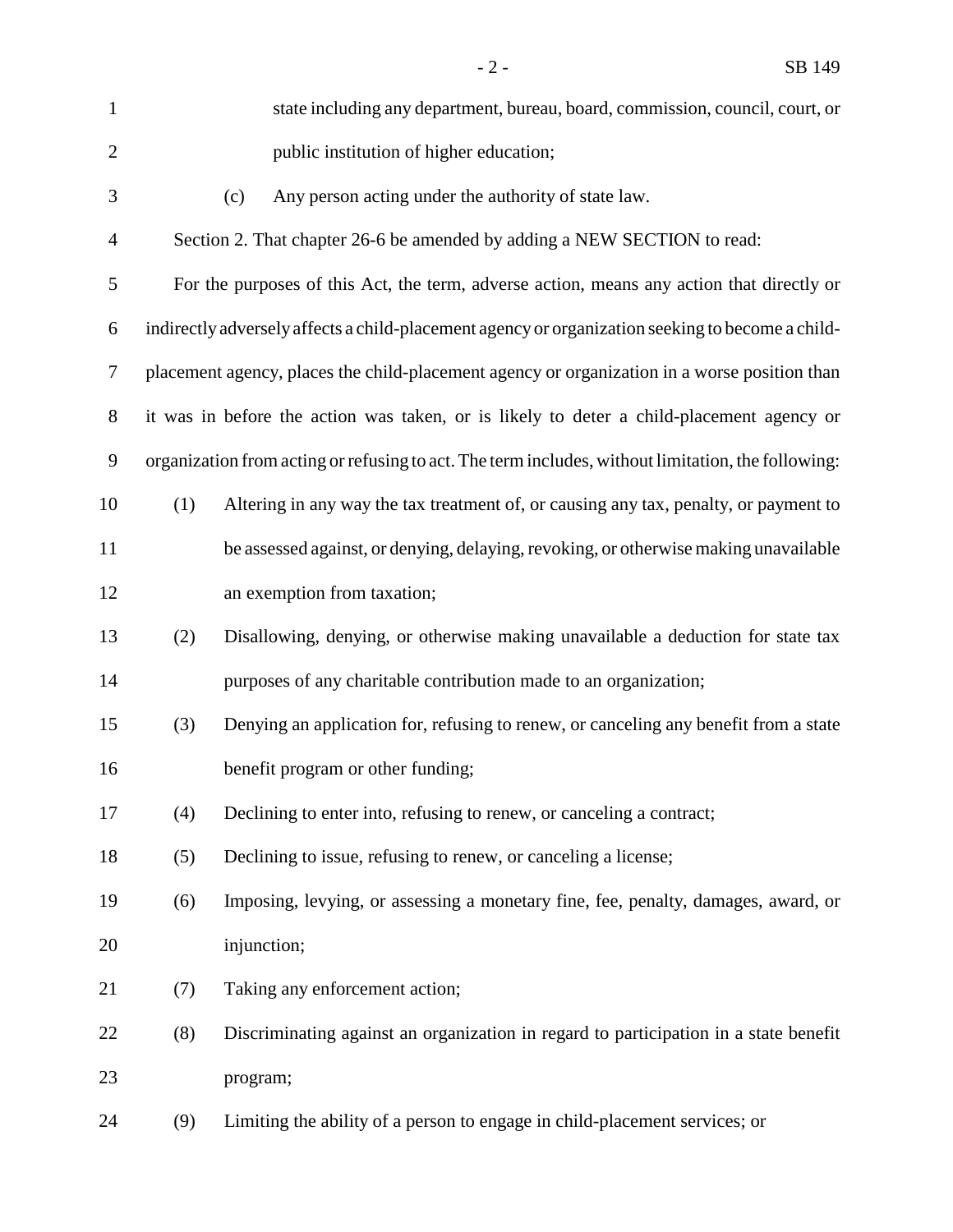state including any department, bureau, board, commission, council, court, or public institution of higher education;

(c) Any person acting under the authority of state law.

Section 2. That chapter 26-6 be amended by adding a NEW SECTION to read:

For the purposes of this Act, the term, adverse action, means any action that directly or indirectly adversely affects a child-placement agency or organization seeking to become a child-placement agency, places the child-placement agency or organization in a worse position than it was in before the action was taken, or is likely to deter a child-placement agency or organization from acting or refusing to act. The term includes, without limitation, the following:

(1) Altering in any way the tax treatment of, or causing any tax, penalty, or payment to be assessed against, or denying, delaying, revoking, or otherwise making unavailable an exemption from taxation;

(2) Disallowing, denying, or otherwise making unavailable a deduction for state tax purposes of any charitable contribution made to an organization;

(3) Denying an application for, refusing to renew, or canceling any benefit from a state benefit program or other funding;

(4) Declining to enter into, refusing to renew, or canceling a contract;

(5) Declining to issue, refusing to renew, or canceling a license;

(6) Imposing, levying, or assessing a monetary fine, fee, penalty, damages, award, or injunction;

(7) Taking any enforcement action;

(8) Discriminating against an organization in regard to participation in a state benefit program;

(9) Limiting the ability of a person to engage in child-placement services; or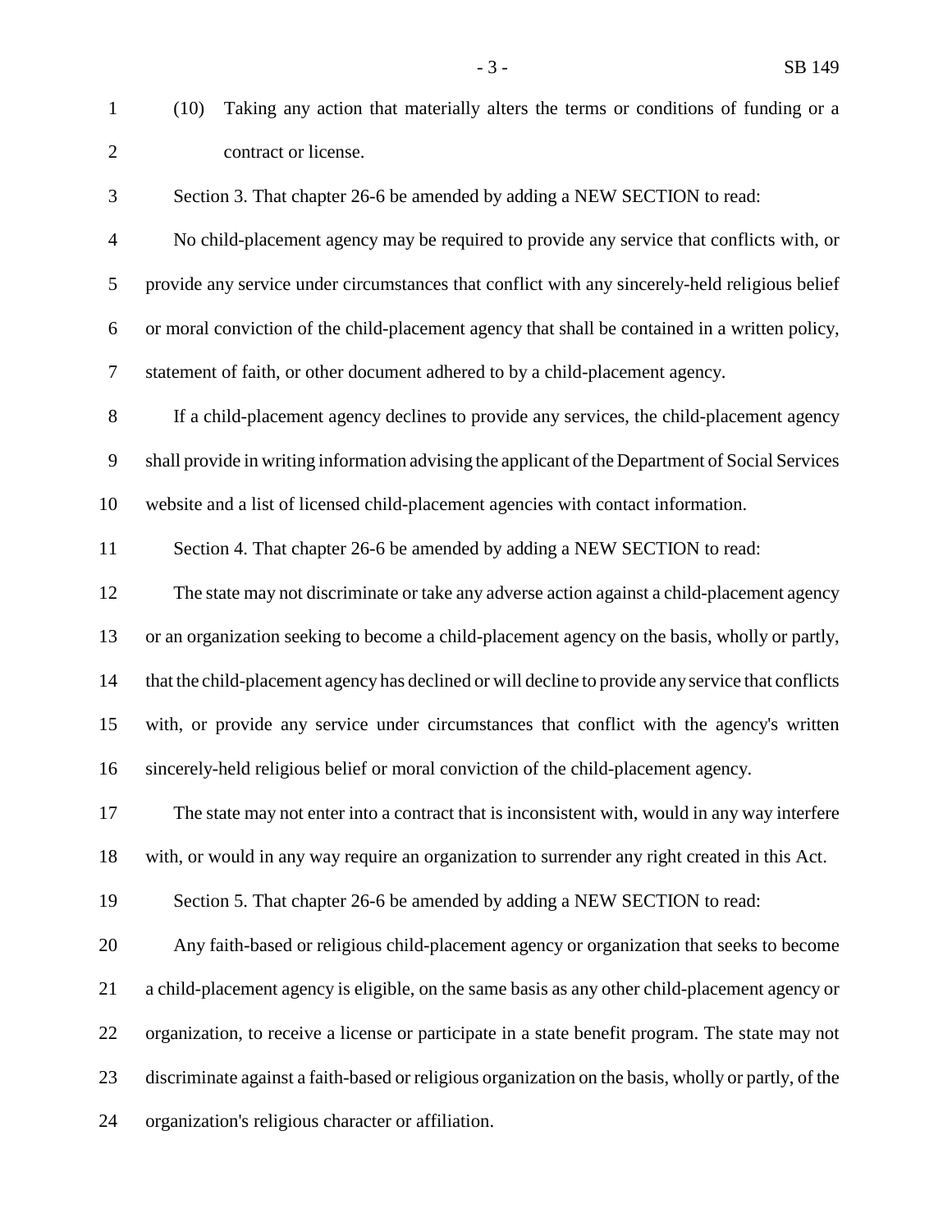(10) Taking any action that materially alters the terms or conditions of funding or a contract or license.

Section 3. That chapter 26-6 be amended by adding a NEW SECTION to read:

No child-placement agency may be required to provide any service that conflicts with, or provide any service under circumstances that conflict with any sincerely-held religious belief or moral conviction of the child-placement agency that shall be contained in a written policy, statement of faith, or other document adhered to by a child-placement agency.

If a child-placement agency declines to provide any services, the child-placement agency shall provide in writing information advising the applicant of the Department of Social Services website and a list of licensed child-placement agencies with contact information.

Section 4. That chapter 26-6 be amended by adding a NEW SECTION to read:

The state may not discriminate or take any adverse action against a child-placement agency or an organization seeking to become a child-placement agency on the basis, wholly or partly, that the child-placement agency has declined or will decline to provide any service that conflicts with, or provide any service under circumstances that conflict with the agency's written sincerely-held religious belief or moral conviction of the child-placement agency.

The state may not enter into a contract that is inconsistent with, would in any way interfere with, or would in any way require an organization to surrender any right created in this Act.

Section 5. That chapter 26-6 be amended by adding a NEW SECTION to read:

Any faith-based or religious child-placement agency or organization that seeks to become a child-placement agency is eligible, on the same basis as any other child-placement agency or organization, to receive a license or participate in a state benefit program. The state may not discriminate against a faith-based or religious organization on the basis, wholly or partly, of the organization's religious character or affiliation.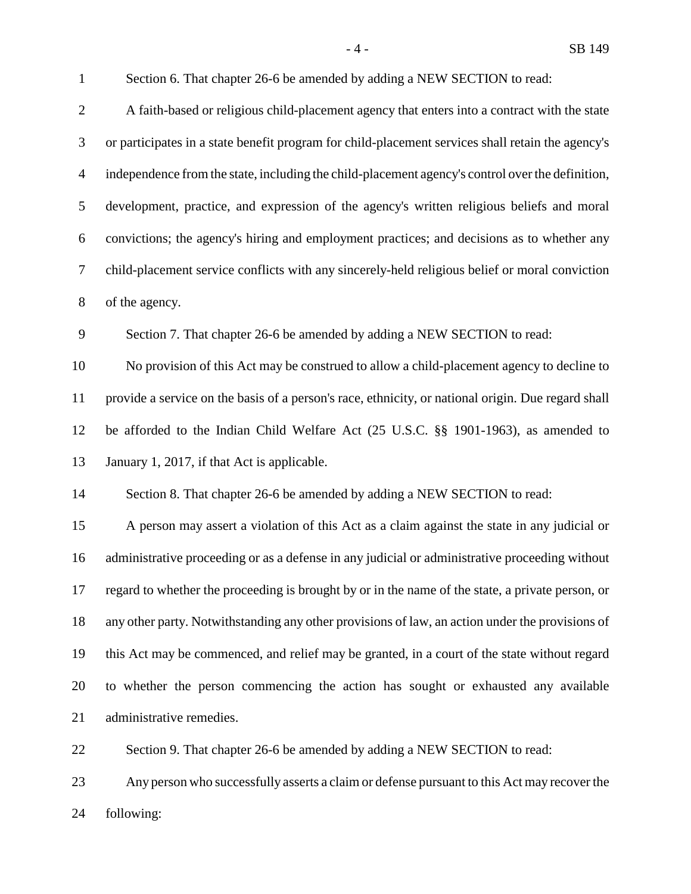Section 6. That chapter 26-6 be amended by adding a NEW SECTION to read:

A faith-based or religious child-placement agency that enters into a contract with the state or participates in a state benefit program for child-placement services shall retain the agency's independence from the state, including the child-placement agency's control over the definition, development, practice, and expression of the agency's written religious beliefs and moral convictions; the agency's hiring and employment practices; and decisions as to whether any child-placement service conflicts with any sincerely-held religious belief or moral conviction of the agency.

Section 7. That chapter 26-6 be amended by adding a NEW SECTION to read:

No provision of this Act may be construed to allow a child-placement agency to decline to provide a service on the basis of a person's race, ethnicity, or national origin. Due regard shall be afforded to the Indian Child Welfare Act (25 U.S.C. §§ 1901-1963), as amended to January 1, 2017, if that Act is applicable.

Section 8. That chapter 26-6 be amended by adding a NEW SECTION to read:

A person may assert a violation of this Act as a claim against the state in any judicial or administrative proceeding or as a defense in any judicial or administrative proceeding without regard to whether the proceeding is brought by or in the name of the state, a private person, or any other party. Notwithstanding any other provisions of law, an action under the provisions of this Act may be commenced, and relief may be granted, in a court of the state without regard to whether the person commencing the action has sought or exhausted any available administrative remedies.

Section 9. That chapter 26-6 be amended by adding a NEW SECTION to read:

Any person who successfully asserts a claim or defense pursuant to this Act may recover the following: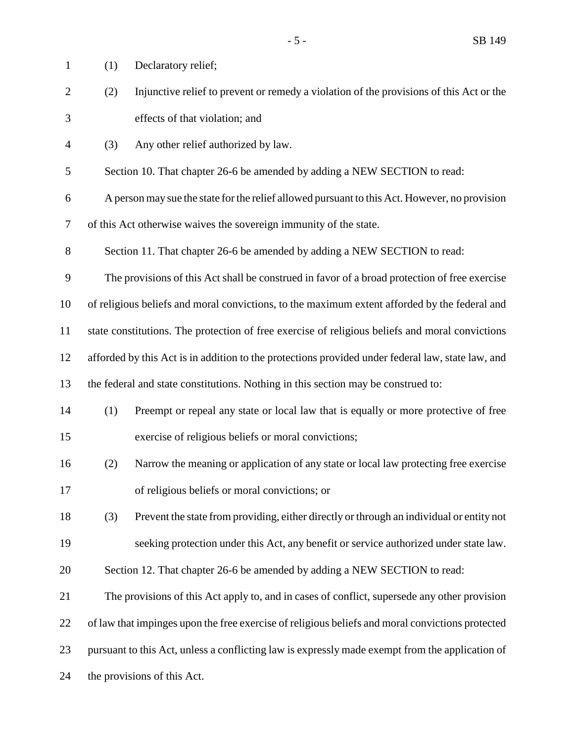(1) Declaratory relief;

(2) Injunctive relief to prevent or remedy a violation of the provisions of this Act or the effects of that violation; and

(3) Any other relief authorized by law.

Section 10. That chapter 26-6 be amended by adding a NEW SECTION to read:

A person may sue the state for the relief allowed pursuant to this Act. However, no provision of this Act otherwise waives the sovereign immunity of the state.

Section 11. That chapter 26-6 be amended by adding a NEW SECTION to read:

The provisions of this Act shall be construed in favor of a broad protection of free exercise of religious beliefs and moral convictions, to the maximum extent afforded by the federal and state constitutions. The protection of free exercise of religious beliefs and moral convictions afforded by this Act is in addition to the protections provided under federal law, state law, and the federal and state constitutions. Nothing in this section may be construed to:

(1) Preempt or repeal any state or local law that is equally or more protective of free exercise of religious beliefs or moral convictions;

(2) Narrow the meaning or application of any state or local law protecting free exercise of religious beliefs or moral convictions; or

(3) Prevent the state from providing, either directly or through an individual or entity not seeking protection under this Act, any benefit or service authorized under state law.

Section 12. That chapter 26-6 be amended by adding a NEW SECTION to read:

The provisions of this Act apply to, and in cases of conflict, supersede any other provision of law that impinges upon the free exercise of religious beliefs and moral convictions protected pursuant to this Act, unless a conflicting law is expressly made exempt from the application of the provisions of this Act.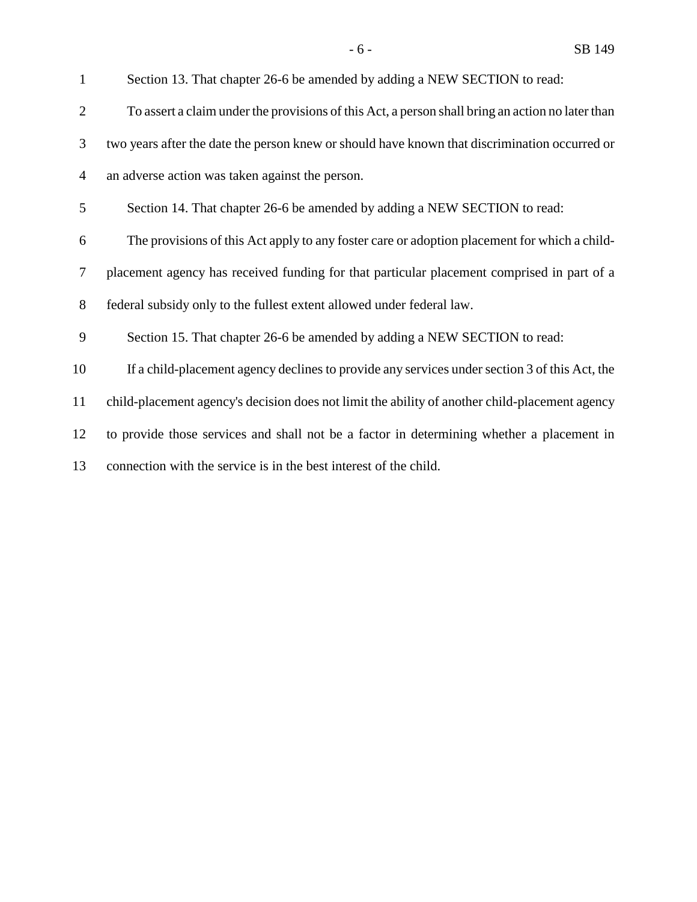Section 13. That chapter 26-6 be amended by adding a NEW SECTION to read:

To assert a claim under the provisions of this Act, a person shall bring an action no later than two years after the date the person knew or should have known that discrimination occurred or an adverse action was taken against the person.

Section 14. That chapter 26-6 be amended by adding a NEW SECTION to read:

The provisions of this Act apply to any foster care or adoption placement for which a child-placement agency has received funding for that particular placement comprised in part of a federal subsidy only to the fullest extent allowed under federal law.

Section 15. That chapter 26-6 be amended by adding a NEW SECTION to read:

If a child-placement agency declines to provide any services under section 3 of this Act, the child-placement agency's decision does not limit the ability of another child-placement agency to provide those services and shall not be a factor in determining whether a placement in connection with the service is in the best interest of the child.